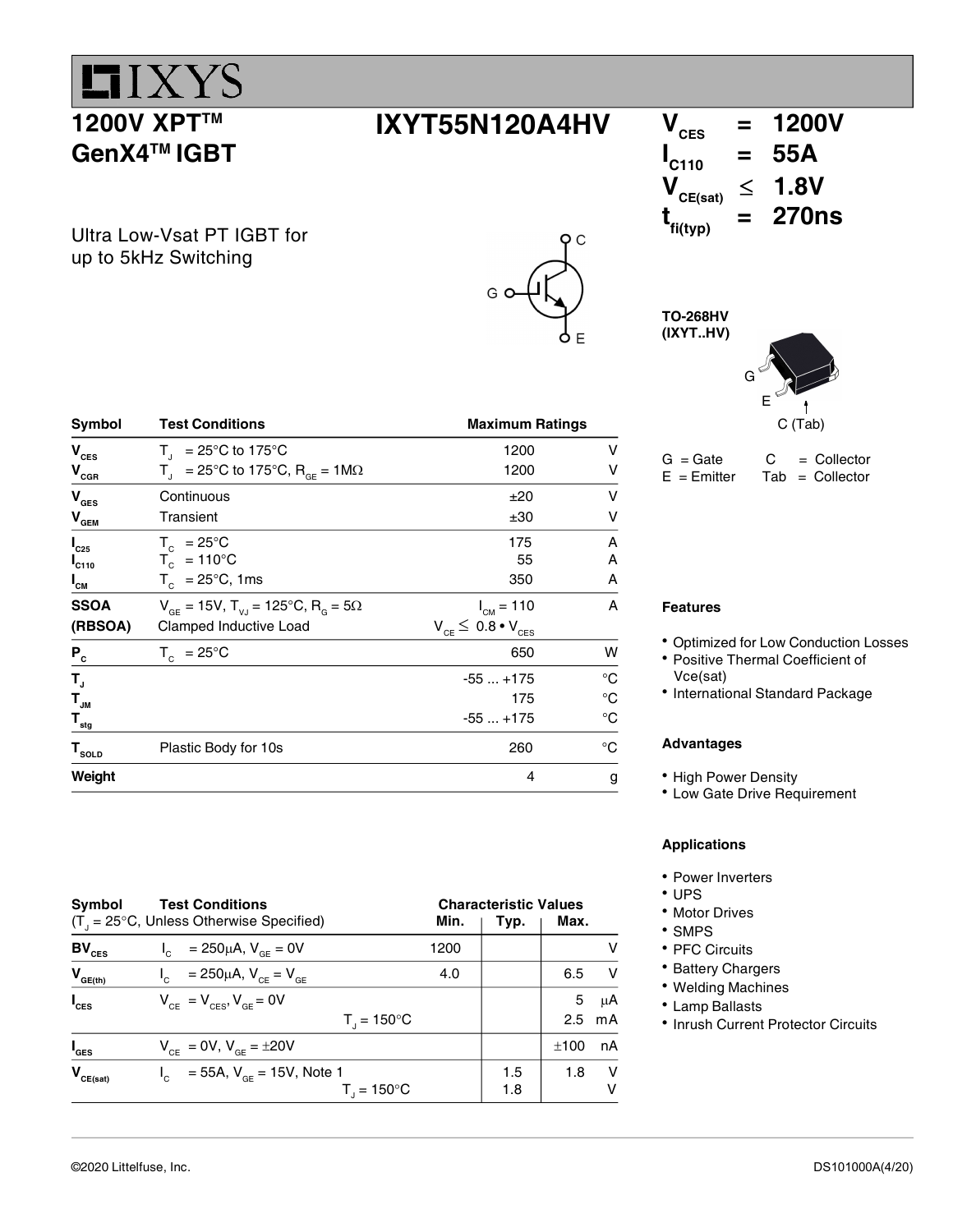# IXYS

## 1200V XPT™ GenX4™ IGBT

## IXYT55N120A4HV

$V_{CES}$ = 1200V
$I_{C110}$ = 55A
$V_{CE(sat)}$ ≤ 1.8V
$t_{fi(typ)}$ = 270ns

Ultra Low-Vsat PT IGBT for up to 5kHz Switching

TO-268HV (IXYT..HV)

G = Gate, C = Collector, E = Emitter, Tab = Collector

| Symbol | Test Conditions | Maximum Ratings | |
|---|---|---|---|
| $V_{CES}$ | $T_J$ = 25°C to 175°C | 1200 | V |
| $V_{CGR}$ | $T_J$ = 25°C to 175°C, $R_{GE}$ = 1MΩ | 1200 | V |
| $V_{GES}$ | Continuous | ±20 | V |
| $V_{GEM}$ | Transient | ±30 | V |
| $I_{C25}$ | $T_C$ = 25°C | 175 | A |
| $I_{C110}$ | $T_C$ = 110°C | 55 | A |
| $I_{CM}$ | $T_C$ = 25°C, 1ms | 350 | A |
| **SSOA (RBSOA)** | $V_{GE}$ = 15V, $T_{VJ}$ = 125°C, $R_G$ = 5Ω Clamped Inductive Load | $I_{CM}$ = 110 $V_{CE} \leq 0.8 \bullet V_{CES}$ | A |
| $P_C$ | $T_C$ = 25°C | 650 | W |
| $T_J$ | | -55 ... +175 | °C |
| $T_{JM}$ | | 175 | °C |
| $T_{stg}$ | | -55 ... +175 | °C |
| $T_{SOLD}$ | Plastic Body for 10s | 260 | °C |
| **Weight** | | 4 | g |

| Symbol | Test Conditions ($T_J$ = 25°C, Unless Otherwise Specified) | Min. | Typ. | Max. | |
|---|---|---|---|---|---|
| $BV_{CES}$ | $I_C$ = 250μA, $V_{GE}$ = 0V | 1200 | | | V |
| $V_{GE(th)}$ | $I_C$ = 250μA, $V_{CE}$ = $V_{GE}$ | 4.0 | | 6.5 | V |
| $I_{CES}$ | $V_{CE}$ = $V_{CES}$, $V_{GE}$ = 0V | | | 5 | μA |
| | $T_J$ = 150°C | | | 2.5 | mA |
| $I_{GES}$ | $V_{CE}$ = 0V, $V_{GE}$ = ±20V | | | ±100 | nA |
| $V_{CE(sat)}$ | $I_C$ = 55A, $V_{GE}$ = 15V, Note 1 | | 1.5 | 1.8 | V |
| | $T_J$ = 150°C | | 1.8 | | V |

### Features

- Optimized for Low Conduction Losses
- Positive Thermal Coefficient of Vce(sat)
- International Standard Package

### Advantages

- High Power Density
- Low Gate Drive Requirement

### Applications

- Power Inverters
- UPS
- Motor Drives
- SMPS
- PFC Circuits
- Battery Chargers
- Welding Machines
- Lamp Ballasts
- Inrush Current Protector Circuits

©2020 Littelfuse, Inc.

DS101000A(4/20)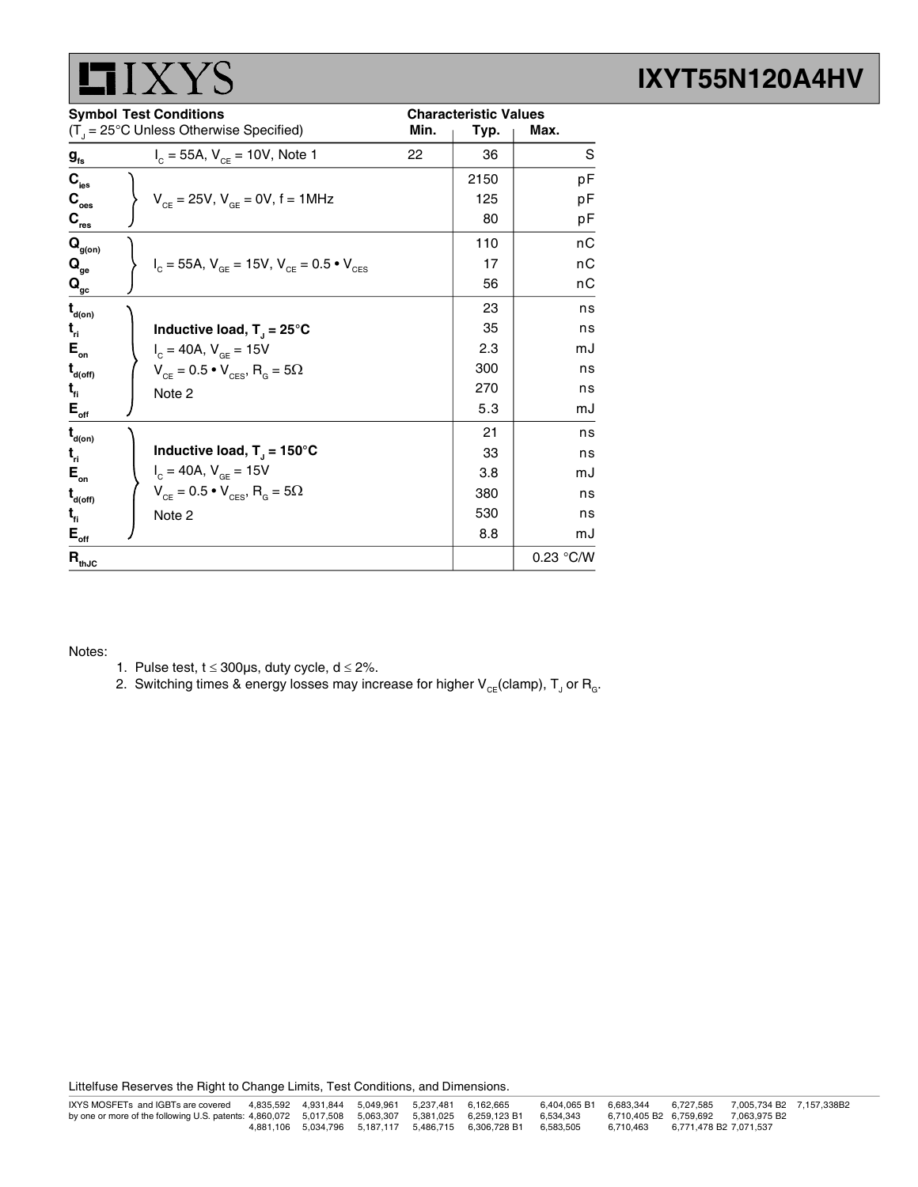| Symbol | Test Conditions ($T_J$ = 25°C Unless Otherwise Specified) | Characteristic Values Min. | Typ. | Max. |
|---|---|---|---|---|
| $g_{fs}$ | $I_C$ = 55A, $V_{CE}$ = 10V, Note 1 | 22 | 36 | S |
| $C_{ies}$ | $V_{CE}$ = 25V, $V_{GE}$ = 0V, f = 1MHz | | 2150 | pF |
| $C_{oes}$ | | | 125 | pF |
| $C_{res}$ | | | 80 | pF |
| $Q_{g(on)}$ | $I_C$ = 55A, $V_{GE}$ = 15V, $V_{CE}$ = 0.5 • $V_{CES}$ | | 110 | nC |
| $Q_{ge}$ | | | 17 | nC |
| $Q_{gc}$ | | | 56 | nC |
| $t_{d(on)}$ | **Inductive load, $T_J$ = 25°C** | | 23 | ns |
| $t_{ri}$ | $I_C$ = 40A, $V_{GE}$ = 15V | | 35 | ns |
| $E_{on}$ | $V_{CE}$ = 0.5 • $V_{CES}$, $R_G$ = 5Ω | | 2.3 | mJ |
| $t_{d(off)}$ | Note 2 | | 300 | ns |
| $t_{fi}$ | | | 270 | ns |
| $E_{off}$ | | | 5.3 | mJ |
| $t_{d(on)}$ | **Inductive load, $T_J$ = 150°C** | | 21 | ns |
| $t_{ri}$ | $I_C$ = 40A, $V_{GE}$ = 15V | | 33 | ns |
| $E_{on}$ | $V_{CE}$ = 0.5 • $V_{CES}$, $R_G$ = 5Ω | | 3.8 | mJ |
| $t_{d(off)}$ | Note 2 | | 380 | ns |
| $t_{fi}$ | | | 530 | ns |
| $E_{off}$ | | | 8.8 | mJ |
| $R_{thJC}$ | | | | 0.23 °C/W |

Notes:

1. Pulse test, t ≤ 300μs, duty cycle, d ≤ 2%.
2. Switching times & energy losses may increase for higher $V_{CE}$(clamp), $T_J$ or $R_G$.

Littelfuse Reserves the Right to Change Limits, Test Conditions, and Dimensions.

IXYS MOSFETs and IGBTs are covered by one or more of the following U.S. patents: 4,835,592 4,931,844 5,049,961 5,237,481 6,162,665 6,404,065 B1 6,683,344 6,727,585 7,005,734 B2 7,157,338B2 4,860,072 5,017,508 5,063,307 5,381,025 6,259,123 B1 6,534,343 6,710,405 B2 6,759,692 7,063,975 B2 4,881,106 5,034,796 5,187,117 5,486,715 6,306,728 B1 6,583,505 6,710,463 6,771,478 B2 7,071,537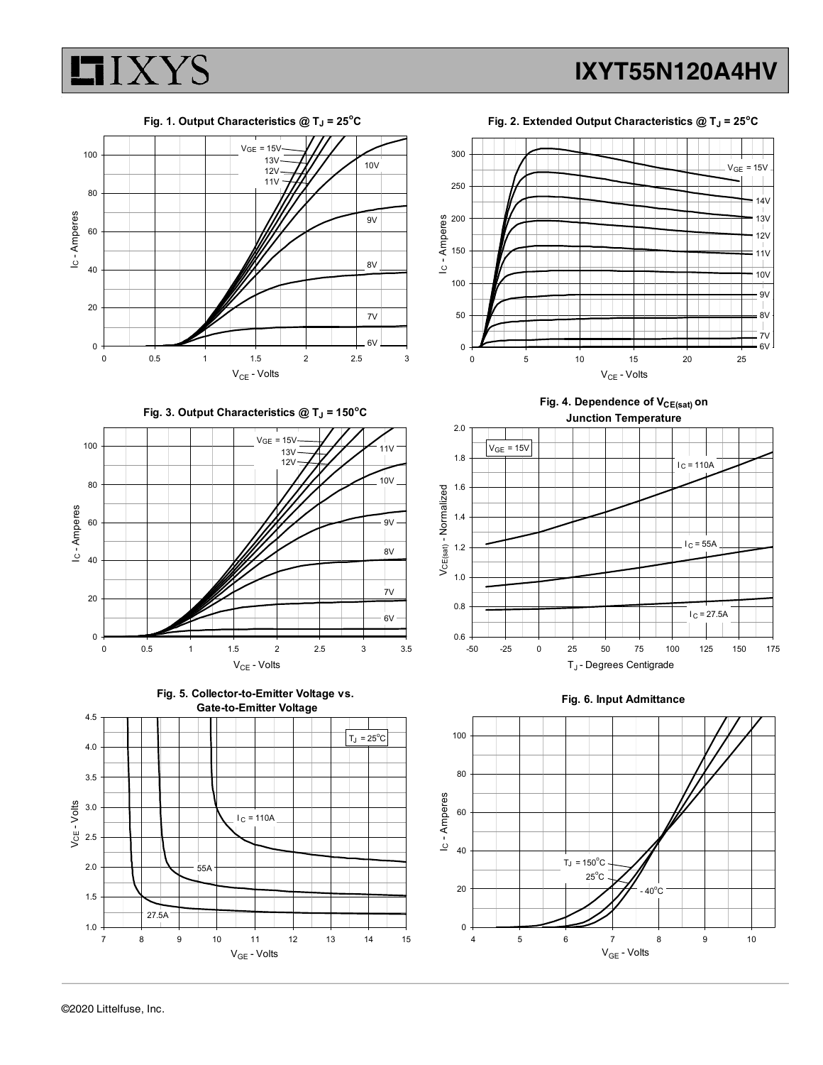Fig. 1. Output Characteristics @ $T_J$ = 25°C

Fig. 2. Extended Output Characteristics @ $T_J$ = 25°C

Fig. 3. Output Characteristics @ $T_J$ = 150°C

Fig. 4. Dependence of $V_{CE(sat)}$ on Junction Temperature

Fig. 5. Collector-to-Emitter Voltage vs. Gate-to-Emitter Voltage

Fig. 6. Input Admittance

©2020 Littelfuse, Inc.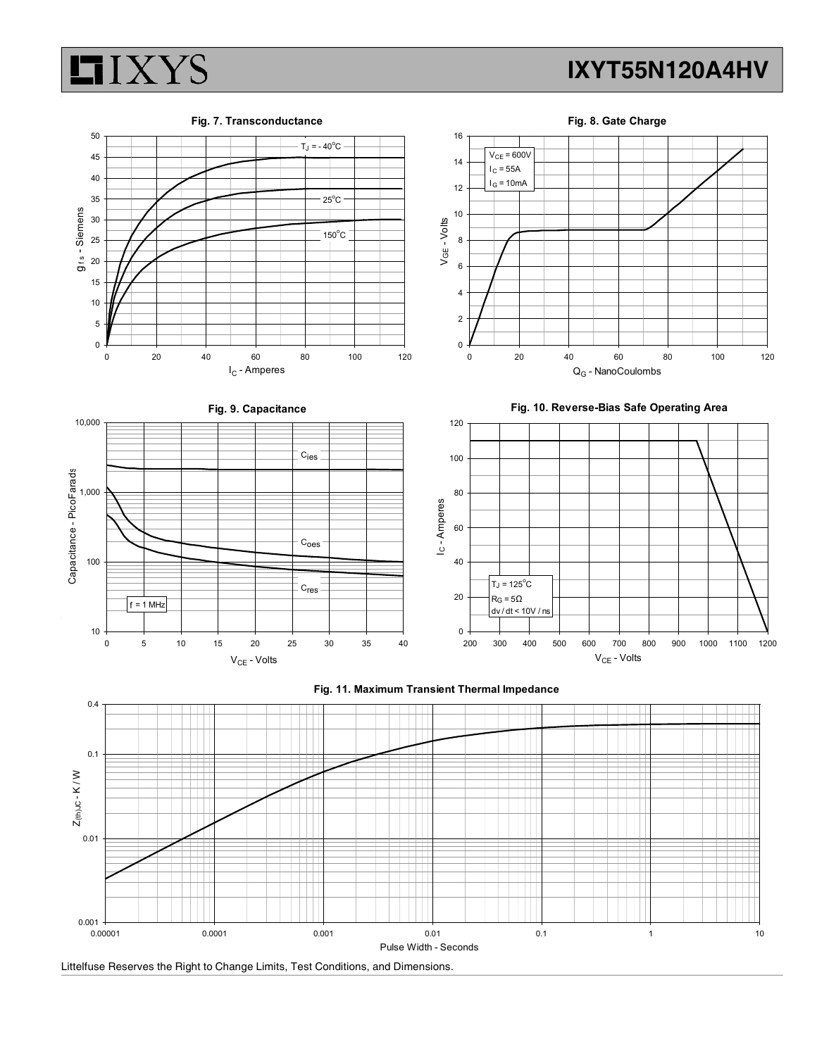**Fig. 7. Transconductance**

$T_J$ = - 40°C

25°C

150°C

$g_{fs}$ - Siemens

$I_C$ - Amperes

**Fig. 8. Gate Charge**

$V_{CE}$ = 600V
$I_C$ = 55A
$I_G$ = 10mA

$V_{GE}$ - Volts

$Q_G$ - NanoCoulombs

**Fig. 9. Capacitance**

$C_{ies}$

$C_{oes}$

$C_{res}$

f = 1 MHz

Capacitance - PicoFarads

$V_{CE}$ - Volts

**Fig. 10. Reverse-Bias Safe Operating Area**

$T_J$ = 125°C
$R_G$ = 5Ω
dv / dt < 10V / ns

$I_C$ - Amperes

$V_{CE}$ - Volts

**Fig. 11. Maximum Transient Thermal Impedance**

$Z_{(th)JC}$ - K / W

Pulse Width - Seconds

Littelfuse Reserves the Right to Change Limits, Test Conditions, and Dimensions.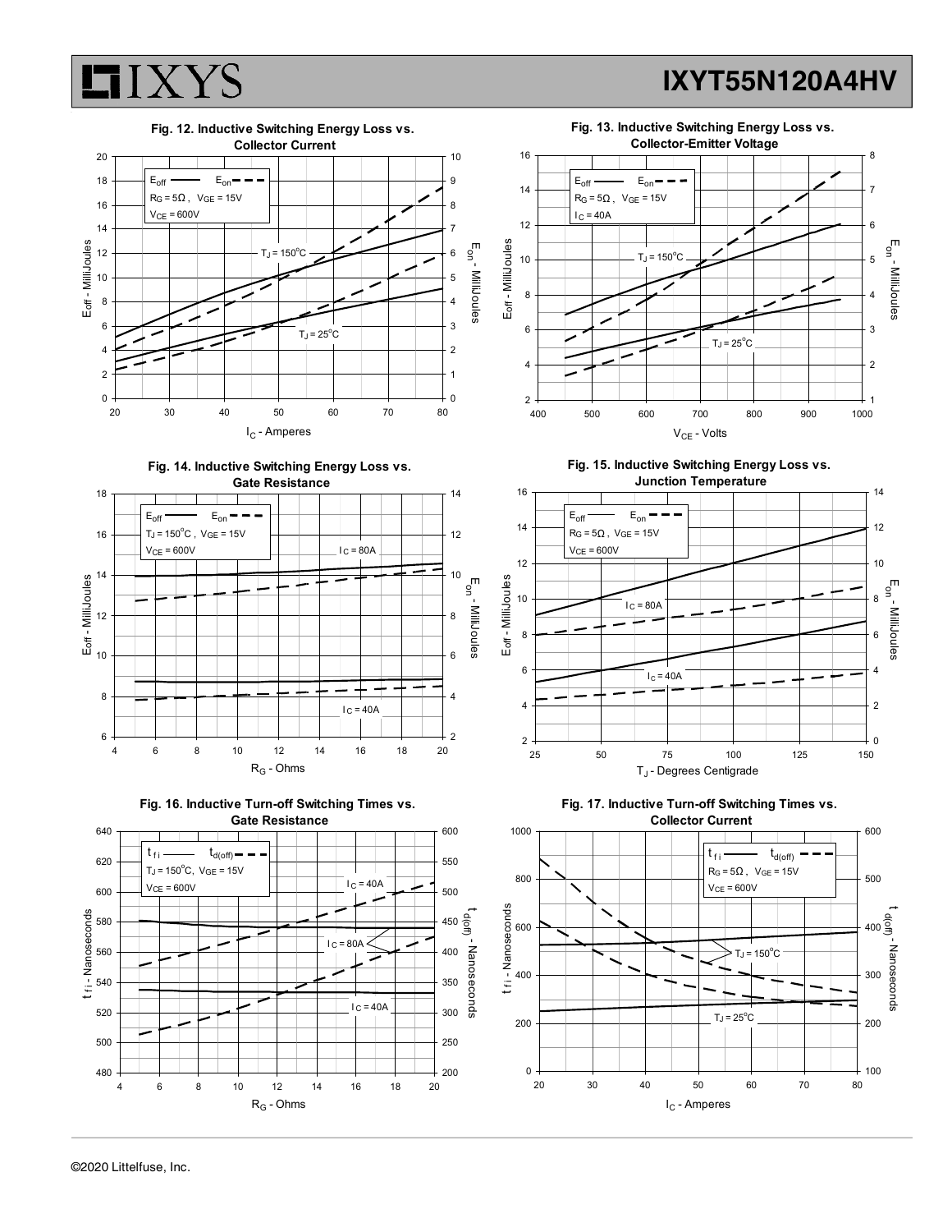Fig. 12. Inductive Switching Energy Loss vs. Collector Current

$E_{off}$ —— $E_{on}$ - - -
$R_G = 5\Omega$ , $V_{GE} = 15V$
$V_{CE} = 600V$

$T_J = 150^oC$

$T_J = 25^oC$

$E_{off}$ - MilliJoules

$E_{on}$ - MilliJoules

$I_C$ - Amperes

Fig. 13. Inductive Switching Energy Loss vs. Collector-Emitter Voltage

$E_{off}$ —— $E_{on}$ - - -
$R_G = 5\Omega$ , $V_{GE} = 15V$
$I_C = 40A$

$T_J = 150^oC$

$T_J = 25^oC$

$E_{off}$ - MilliJoules

$E_{on}$ - MilliJoules

$V_{CE}$ - Volts

Fig. 14. Inductive Switching Energy Loss vs. Gate Resistance

$E_{off}$ —— $E_{on}$ - - -
$T_J = 150^oC$ , $V_{GE} = 15V$
$V_{CE} = 600V$

$I_C = 80A$

$I_C = 40A$

$E_{off}$ - MilliJoules

$E_{on}$ - MilliJoules

$R_G$ - Ohms

Fig. 15. Inductive Switching Energy Loss vs. Junction Temperature

$E_{off}$ —— $E_{on}$ - - -
$R_G = 5\Omega$ , $V_{GE} = 15V$
$V_{CE} = 600V$

$I_C = 80A$

$I_C = 40A$

$E_{off}$ - MilliJoules

$E_{on}$ - MilliJoules

$T_J$ - Degrees Centigrade

Fig. 16. Inductive Turn-off Switching Times vs. Gate Resistance

$t_{fi}$ —— $t_{d(off)}$ - - -
$T_J = 150^oC$, $V_{GE} = 15V$
$V_{CE} = 600V$

$I_C = 40A$

$I_C = 80A$

$I_C = 40A$

$t_{fi}$ - Nanoseconds

$t_{d(off)}$ - Nanoseconds

$R_G$ - Ohms

Fig. 17. Inductive Turn-off Switching Times vs. Collector Current

$t_{fi}$ —— $t_{d(off)}$ - - -
$R_G = 5\Omega$ , $V_{GE} = 15V$
$V_{CE} = 600V$

$T_J = 150^oC$

$T_J = 25^oC$

$t_{fi}$ - Nanoseconds

$t_{d(off)}$ - Nanoseconds

$I_C$ - Amperes

©2020 Littelfuse, Inc.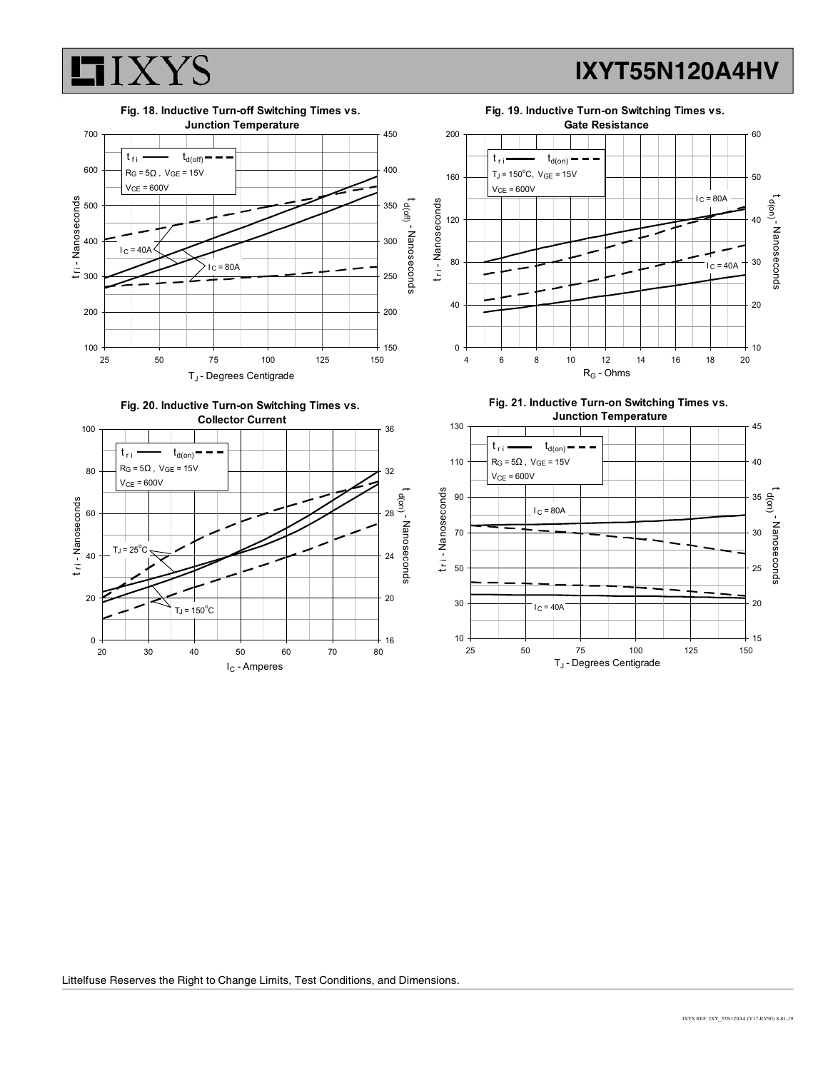**Fig. 18. Inductive Turn-off Switching Times vs. Junction Temperature**

$t_{fi}$ ——— $t_{d(off)}$ - - - -

$R_G = 5\Omega$ , $V_{GE} = 15V$

$V_{CE} = 600V$

$I_C = 40A$

$I_C = 80A$

$t_{fi}$ - Nanoseconds

$t_{d(off)}$ - Nanoseconds

$T_J$ - Degrees Centigrade

**Fig. 19. Inductive Turn-on Switching Times vs. Gate Resistance**

$t_{ri}$ ——— $t_{d(on)}$ - - - -

$T_J = 150^oC$, $V_{GE} = 15V$

$V_{CE} = 600V$

$I_C = 80A$

$I_C = 40A$

$t_{ri}$ - Nanoseconds

$t_{d(on)}$ - Nanoseconds

$R_G$ - Ohms

**Fig. 20. Inductive Turn-on Switching Times vs. Collector Current**

$t_{ri}$ ——— $t_{d(on)}$ - - - -

$R_G = 5\Omega$ , $V_{GE} = 15V$

$V_{CE} = 600V$

$T_J = 25^oC$

$T_J = 150^oC$

$t_{ri}$ - Nanoseconds

$t_{d(on)}$ - Nanoseconds

$I_C$ - Amperes

**Fig. 21. Inductive Turn-on Switching Times vs. Junction Temperature**

$t_{ri}$ ——— $t_{d(on)}$ - - - -

$R_G = 5\Omega$ , $V_{GE} = 15V$

$V_{CE} = 600V$

$I_C = 80A$

$I_C = 40A$

$t_{ri}$ - Nanoseconds

$t_{d(on)}$ - Nanoseconds

$T_J$ - Degrees Centigrade

Littelfuse Reserves the Right to Change Limits, Test Conditions, and Dimensions.

IXYS REF: IXY_55N120A4 (Y17-RY90) 8-01-19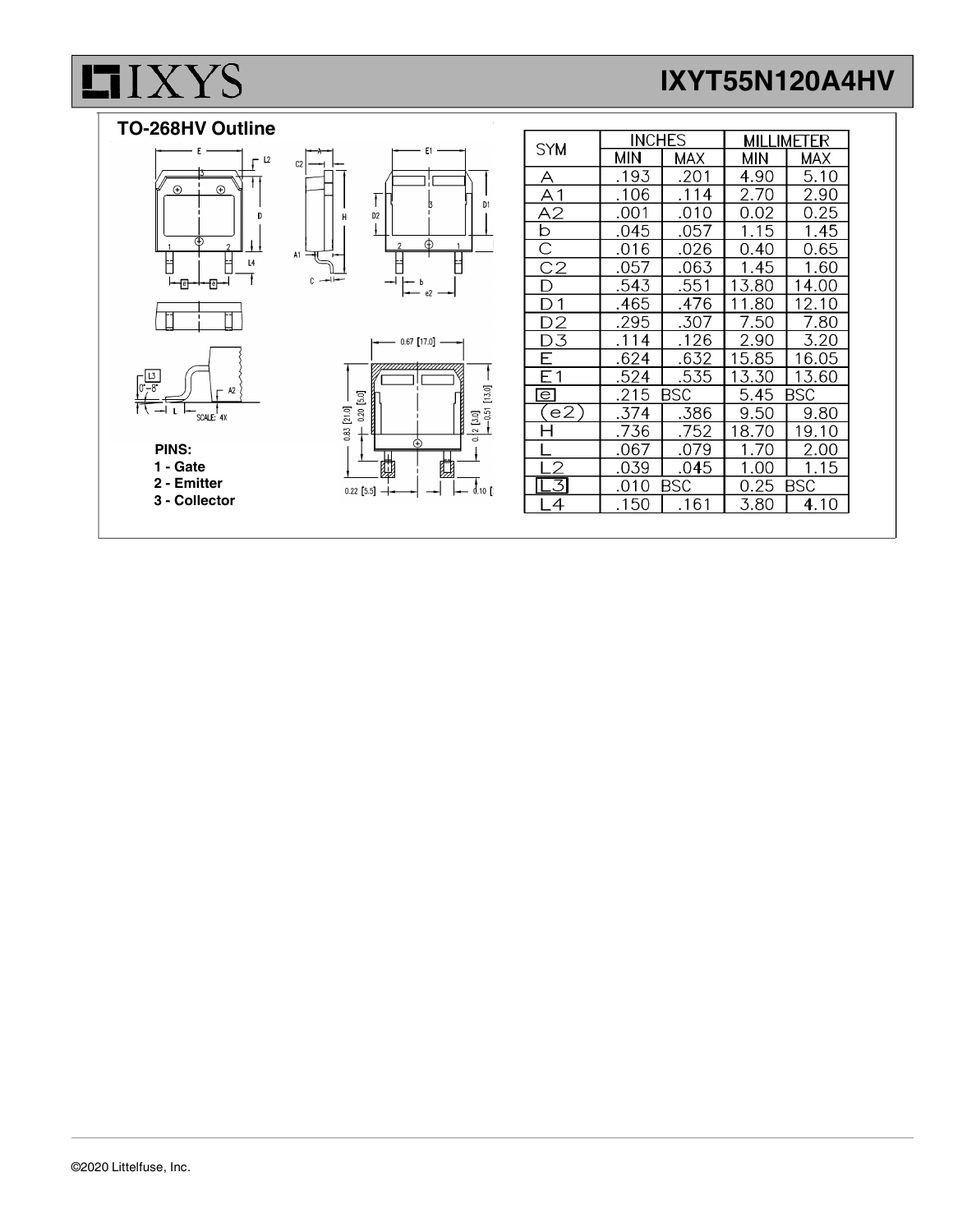## TO-268HV Outline

**PINS:**
**1 - Gate**
**2 - Emitter**
**3 - Collector**

| SYM | INCHES | | MILLIMETER | |
|---|---|---|---|---|
| | MIN | MAX | MIN | MAX |
| A | .193 | .201 | 4.90 | 5.10 |
| A1 | .106 | .114 | 2.70 | 2.90 |
| A2 | .001 | .010 | 0.02 | 0.25 |
| b | .045 | .057 | 1.15 | 1.45 |
| C | .016 | .026 | 0.40 | 0.65 |
| C2 | .057 | .063 | 1.45 | 1.60 |
| D | .543 | .551 | 13.80 | 14.00 |
| D1 | .465 | .476 | 11.80 | 12.10 |
| D2 | .295 | .307 | 7.50 | 7.80 |
| D3 | .114 | .126 | 2.90 | 3.20 |
| E | .624 | .632 | 15.85 | 16.05 |
| E1 | .524 | .535 | 13.30 | 13.60 |
| e | .215 BSC | | 5.45 BSC | |
| (e2) | .374 | .386 | 9.50 | 9.80 |
| H | .736 | .752 | 18.70 | 19.10 |
| L | .067 | .079 | 1.70 | 2.00 |
| L2 | .039 | .045 | 1.00 | 1.15 |
| L3 | .010 BSC | | 0.25 BSC | |
| L4 | .150 | .161 | 3.80 | 4.10 |

©2020 Littelfuse, Inc.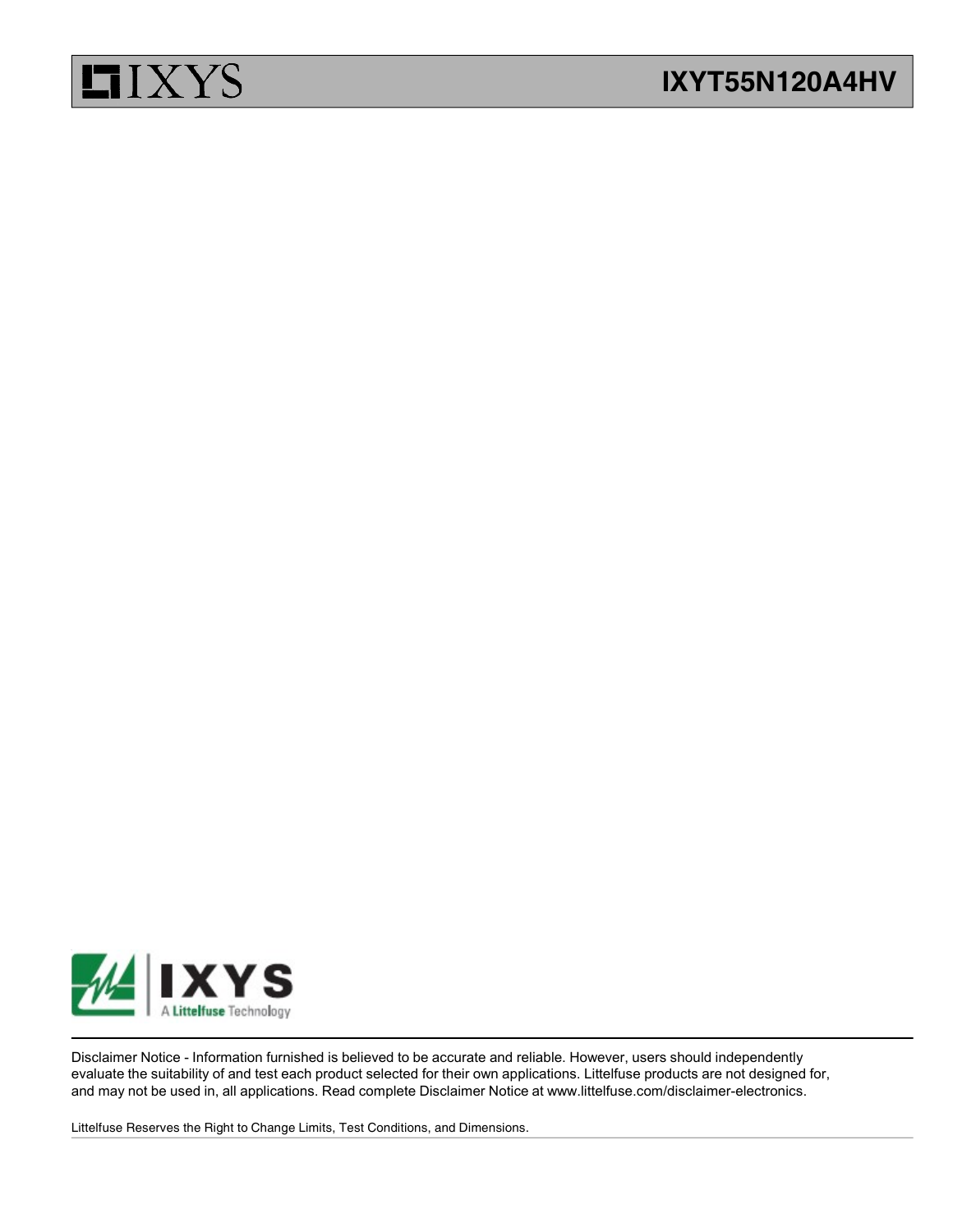Disclaimer Notice - Information furnished is believed to be accurate and reliable. However, users should independently evaluate the suitability of and test each product selected for their own applications. Littelfuse products are not designed for, and may not be used in, all applications. Read complete Disclaimer Notice at www.littelfuse.com/disclaimer-electronics.

Littelfuse Reserves the Right to Change Limits, Test Conditions, and Dimensions.